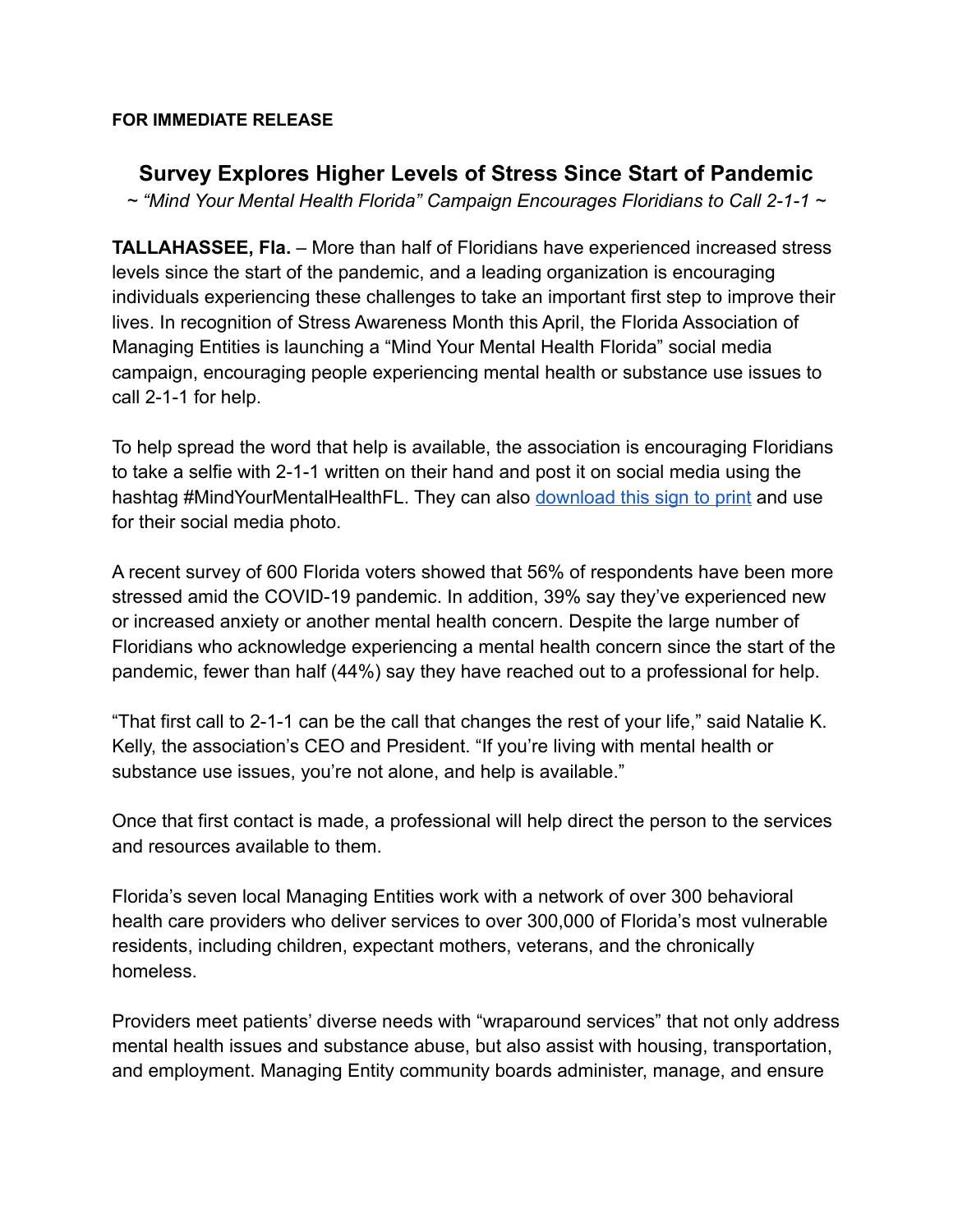**FOR IMMEDIATE RELEASE**

## Survey Explores Higher Levels of Stress Since Start of Pandemic

*~ "Mind Your Mental Health Florida" Campaign Encourages Floridians to Call 2-1-1 ~*

**TALLAHASSEE, Fla.** – More than half of Floridians have experienced increased stress levels since the start of the pandemic, and a leading organization is encouraging individuals experiencing these challenges to take an important first step to improve their lives. In recognition of Stress Awareness Month this April, the Florida Association of Managing Entities is launching a "Mind Your Mental Health Florida" social media campaign, encouraging people experiencing mental health or substance use issues to call 2-1-1 for help.

To help spread the word that help is available, the association is encouraging Floridians to take a selfie with 2-1-1 written on their hand and post it on social media using the hashtag #MindYourMentalHealthFL. They can also download this sign to print and use for their social media photo.

A recent survey of 600 Florida voters showed that 56% of respondents have been more stressed amid the COVID-19 pandemic. In addition, 39% say they've experienced new or increased anxiety or another mental health concern. Despite the large number of Floridians who acknowledge experiencing a mental health concern since the start of the pandemic, fewer than half (44%) say they have reached out to a professional for help.

"That first call to 2-1-1 can be the call that changes the rest of your life," said Natalie K. Kelly, the association's CEO and President. "If you're living with mental health or substance use issues, you're not alone, and help is available."

Once that first contact is made, a professional will help direct the person to the services and resources available to them.

Florida's seven local Managing Entities work with a network of over 300 behavioral health care providers who deliver services to over 300,000 of Florida's most vulnerable residents, including children, expectant mothers, veterans, and the chronically homeless.

Providers meet patients' diverse needs with "wraparound services" that not only address mental health issues and substance abuse, but also assist with housing, transportation, and employment. Managing Entity community boards administer, manage, and ensure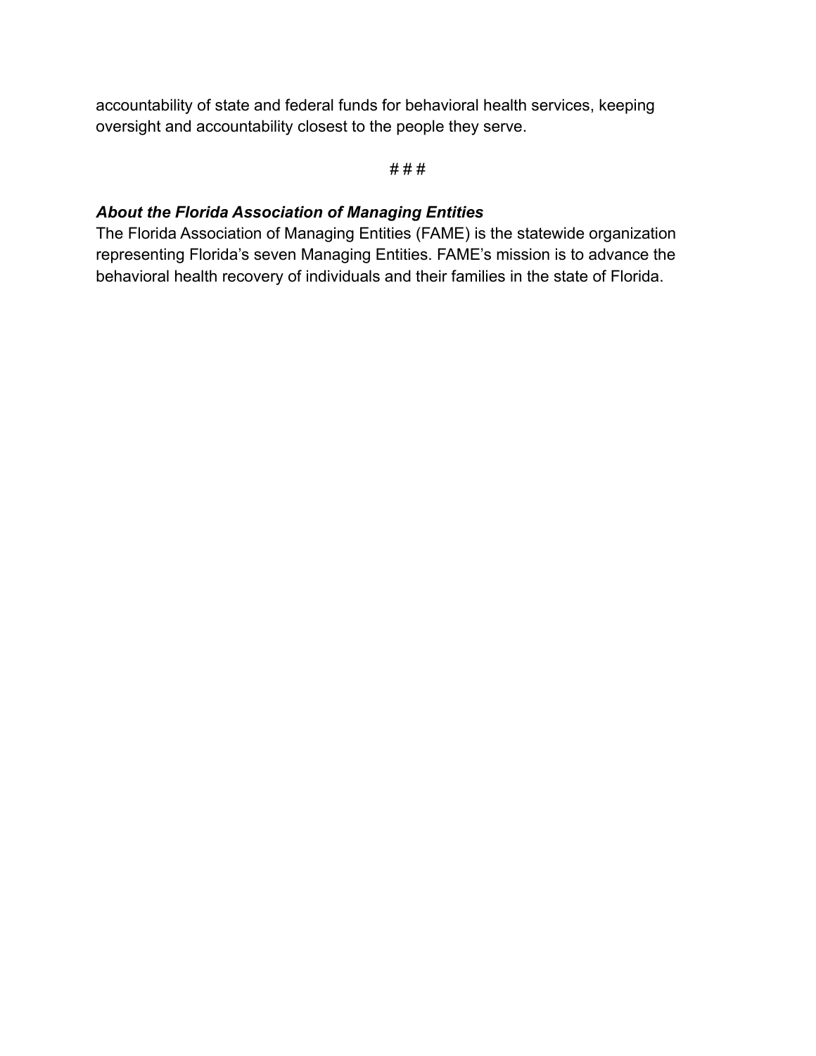accountability of state and federal funds for behavioral health services, keeping oversight and accountability closest to the people they serve.

# # #

***About the Florida Association of Managing Entities***

The Florida Association of Managing Entities (FAME) is the statewide organization representing Florida's seven Managing Entities. FAME's mission is to advance the behavioral health recovery of individuals and their families in the state of Florida.